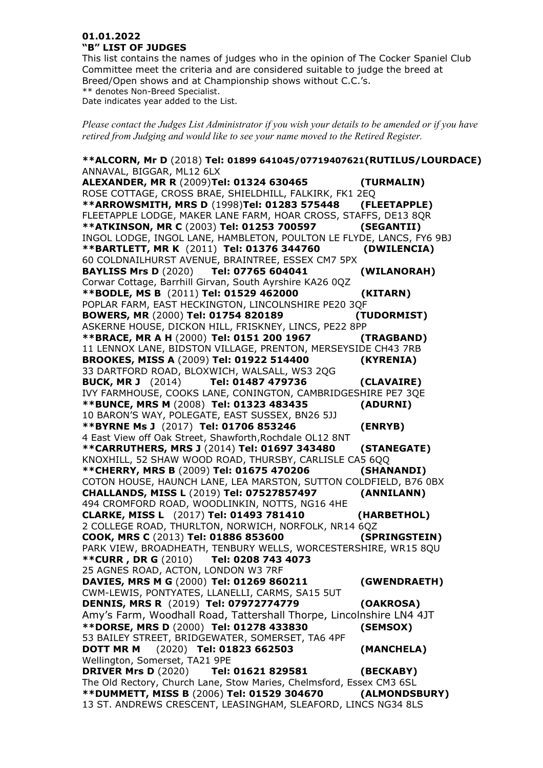**01.01.2022**
**"B" LIST OF JUDGES**

This list contains the names of judges who in the opinion of The Cocker Spaniel Club Committee meet the criteria and are considered suitable to judge the breed at Breed/Open shows and at Championship shows without C.C.'s.
** denotes Non-Breed Specialist.
Date indicates year added to the List.

*Please contact the Judges List Administrator if you wish your details to be amended or if you have retired from Judging and would like to see your name moved to the Retired Register.*

**\*\*ALCORN, Mr D** (2018) **Tel: 01899 641045/07719407621(RUTILUS/LOURDACE)**
ANNAVAL, BIGGAR, ML12 6LX
**ALEXANDER, MR R** (2009)**Tel: 01324 630465 (TURMALIN)**
ROSE COTTAGE, CROSS BRAE, SHIELDHILL, FALKIRK, FK1 2EQ
**\*\*ARROWSMITH, MRS D** (1998)**Tel: 01283 575448 (FLEETAPPLE)**
FLEETAPPLE LODGE, MAKER LANE FARM, HOAR CROSS, STAFFS, DE13 8QR
**\*\*ATKINSON, MR C** (2003) **Tel: 01253 700597 (SEGANTII)**
INGOL LODGE, INGOL LANE, HAMBLETON, POULTON LE FLYDE, LANCS, FY6 9BJ
**\*\*BARTLETT, MR K** (2011) **Tel: 01376 344760 (DWILENCIA)**
60 COLDNAILHURST AVENUE, BRAINTREE, ESSEX CM7 5PX
**BAYLISS Mrs D** (2020) **Tel: 07765 604041 (WILANORAH)**
Corwar Cottage, Barrhill Girvan, South Ayrshire KA26 0QZ
**\*\*BODLE, MS B** (2011) **Tel: 01529 462000 (KITARN)**
POPLAR FARM, EAST HECKINGTON, LINCOLNSHIRE PE20 3QF
**BOWERS, MR** (2000) **Tel: 01754 820189 (TUDORMIST)**
ASKERNE HOUSE, DICKON HILL, FRISKNEY, LINCS, PE22 8PP
**\*\*BRACE, MR A H** (2000) **Tel: 0151 200 1967 (TRAGBAND)**
11 LENNOX LANE, BIDSTON VILLAGE, PRENTON, MERSEYSIDE CH43 7RB
**BROOKES, MISS A** (2009) **Tel: 01922 514400 (KYRENIA)**
33 DARTFORD ROAD, BLOXWICH, WALSALL, WS3 2QG
**BUCK, MR J** (2014) **Tel: 01487 479736 (CLAVAIRE)**
IVY FARMHOUSE, COOKS LANE, CONINGTON, CAMBRIDGESHIRE PE7 3QE
**\*\*BUNCE, MRS M** (2008) **Tel: 01323 483435 (ADURNI)**
10 BARON'S WAY, POLEGATE, EAST SUSSEX, BN26 5JJ
**\*\*BYRNE Ms J** (2017) **Tel: 01706 853246 (ENRYB)**
4 East View off Oak Street, Shawforth,Rochdale OL12 8NT
**\*\*CARRUTHERS, MRS J** (2014) **Tel: 01697 343480 (STANEGATE)**
KNOXHILL, 52 SHAW WOOD ROAD, THURSBY, CARLISLE CA5 6QQ
**\*\*CHERRY, MRS B** (2009) **Tel: 01675 470206 (SHANANDI)**
COTON HOUSE, HAUNCH LANE, LEA MARSTON, SUTTON COLDFIELD, B76 0BX
**CHALLANDS, MISS L** (2019) **Tel: 07527857497 (ANNILANN)**
494 CROMFORD ROAD, WOODLINKIN, NOTTS, NG16 4HE
**CLARKE, MISS L** (2017) **Tel: 01493 781410 (HARBETHOL)**
2 COLLEGE ROAD, THURLTON, NORWICH, NORFOLK, NR14 6QZ
**COOK, MRS C** (2013) **Tel: 01886 853600 (SPRINGSTEIN)**
PARK VIEW, BROADHEATH, TENBURY WELLS, WORCESTERSHIRE, WR15 8QU
**\*\*CURR , DR G** (2010) **Tel: 0208 743 4073**
25 AGNES ROAD, ACTON, LONDON W3 7RF
**DAVIES, MRS M G** (2000) **Tel: 01269 860211 (GWENDRAETH)**
CWM-LEWIS, PONTYATES, LLANELLI, CARMS, SA15 5UT
**DENNIS, MRS R** (2019) **Tel: 07972774779 (OAKROSA)**
Amy's Farm, Woodhall Road, Tattershall Thorpe, Lincolnshire LN4 4JT
**\*\*DORSE, MRS D** (2000) **Tel: 01278 433830 (SEMSOX)**
53 BAILEY STREET, BRIDGEWATER, SOMERSET, TA6 4PF
**DOTT MR M** (2020) **Tel: 01823 662503 (MANCHELA)**
Wellington, Somerset, TA21 9PE
**DRIVER Mrs D** (2020) **Tel: 01621 829581 (BECKABY)**
The Old Rectory, Church Lane, Stow Maries, Chelmsford, Essex CM3 6SL
**\*\*DUMMETT, MISS B** (2006) **Tel: 01529 304670 (ALMONDSBURY)**
13 ST. ANDREWS CRESCENT, LEASINGHAM, SLEAFORD, LINCS NG34 8LS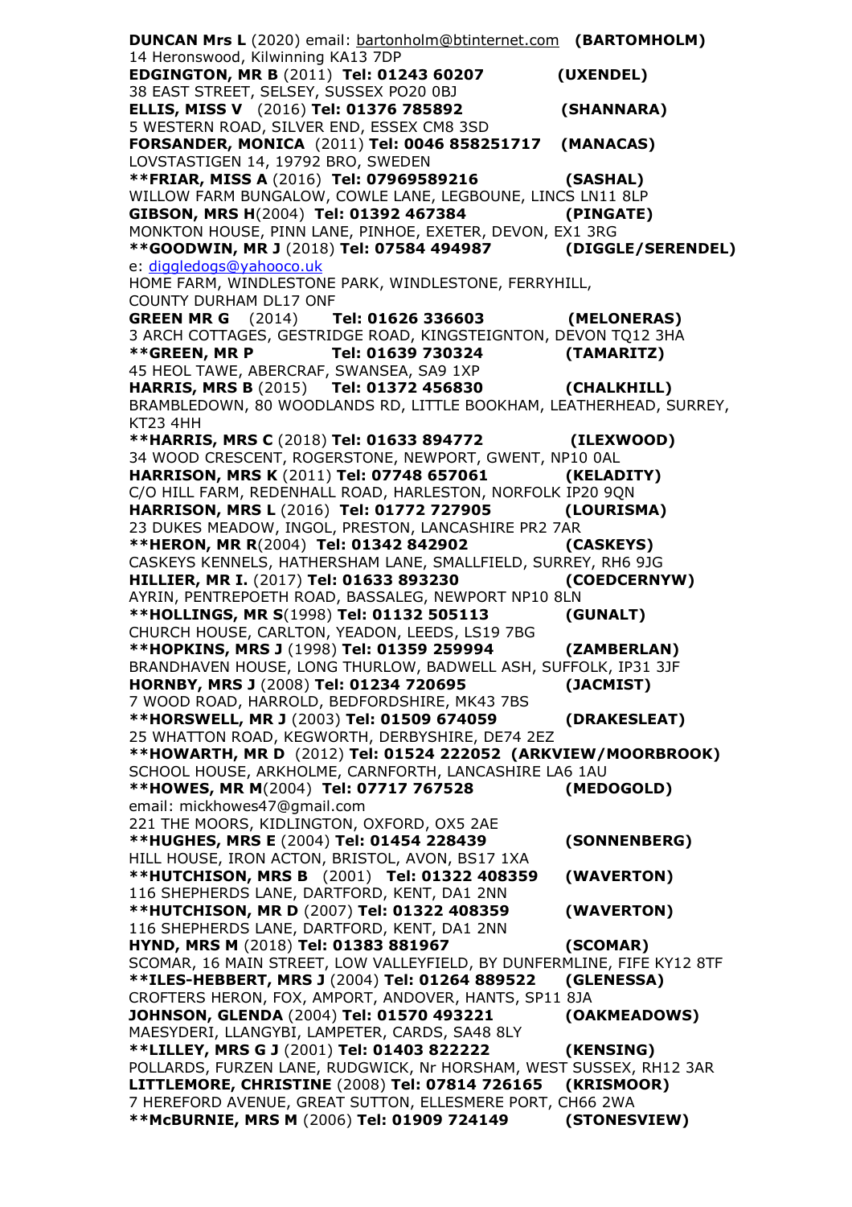**DUNCAN Mrs L** (2020) email: bartonholm@btinternet.com **(BARTOMHOLM)**
14 Heronswood, Kilwinning KA13 7DP

**EDGINGTON, MR B** (2011) **Tel: 01243 60207** **(UXENDEL)**
38 EAST STREET, SELSEY, SUSSEX PO20 0BJ

**ELLIS, MISS V** (2016) **Tel: 01376 785892** **(SHANNARA)**
5 WESTERN ROAD, SILVER END, ESSEX CM8 3SD

**FORSANDER, MONICA** (2011) **Tel: 0046 858251717** **(MANACAS)**
LOVSTASTIGEN 14, 19792 BRO, SWEDEN

****FRIAR, MISS A** (2016) **Tel: 07969589216** **(SASHAL)**
WILLOW FARM BUNGALOW, COWLE LANE, LEGBOUNE, LINCS LN11 8LP

**GIBSON, MRS H**(2004) **Tel: 01392 467384** **(PINGATE)**
MONKTON HOUSE, PINN LANE, PINHOE, EXETER, DEVON, EX1 3RG

****GOODWIN, MR J** (2018) **Tel: 07584 494987** **(DIGGLE/SERENDEL)**
e: diggledogs@yahooco.uk
HOME FARM, WINDLESTONE PARK, WINDLESTONE, FERRYHILL,
COUNTY DURHAM DL17 ONF

**GREEN MR G** (2014) **Tel: 01626 336603** **(MELONERAS)**
3 ARCH COTTAGES, GESTRIDGE ROAD, KINGSTEIGNTON, DEVON TQ12 3HA

****GREEN, MR P** **Tel: 01639 730324** **(TAMARITZ)**
45 HEOL TAWE, ABERCRAF, SWANSEA, SA9 1XP

**HARRIS, MRS B** (2015) **Tel: 01372 456830** **(CHALKHILL)**
BRAMBLEDOWN, 80 WOODLANDS RD, LITTLE BOOKHAM, LEATHERHEAD, SURREY, KT23 4HH

****HARRIS, MRS C** (2018) **Tel: 01633 894772** **(ILEXWOOD)**
34 WOOD CRESCENT, ROGERSTONE, NEWPORT, GWENT, NP10 0AL

**HARRISON, MRS K** (2011) **Tel: 07748 657061** **(KELADITY)**
C/O HILL FARM, REDENHALL ROAD, HARLESTON, NORFOLK IP20 9QN

**HARRISON, MRS L** (2016) **Tel: 01772 727905** **(LOURISMA)**
23 DUKES MEADOW, INGOL, PRESTON, LANCASHIRE PR2 7AR

****HERON, MR R**(2004) **Tel: 01342 842902** **(CASKEYS)**
CASKEYS KENNELS, HATHERSHAM LANE, SMALLFIELD, SURREY, RH6 9JG

**HILLIER, MR I.** (2017) **Tel: 01633 893230** **(COEDCERNYW)**
AYRIN, PENTREPOETH ROAD, BASSALEG, NEWPORT NP10 8LN

****HOLLINGS, MR S**(1998) **Tel: 01132 505113** **(GUNALT)**
CHURCH HOUSE, CARLTON, YEADON, LEEDS, LS19 7BG

****HOPKINS, MRS J** (1998) **Tel: 01359 259994** **(ZAMBERLAN)**
BRANDHAVEN HOUSE, LONG THURLOW, BADWELL ASH, SUFFOLK, IP31 3JF

**HORNBY, MRS J** (2008) **Tel: 01234 720695** **(JACMIST)**
7 WOOD ROAD, HARROLD, BEDFORDSHIRE, MK43 7BS

****HORSWELL, MR J** (2003) **Tel: 01509 674059** **(DRAKESLEAT)**
25 WHATTON ROAD, KEGWORTH, DERBYSHIRE, DE74 2EZ

****HOWARTH, MR D** (2012) **Tel: 01524 222052** **(ARKVIEW/MOORBROOK)**
SCHOOL HOUSE, ARKHOLME, CARNFORTH, LANCASHIRE LA6 1AU

****HOWES, MR M**(2004) **Tel: 07717 767528** **(MEDOGOLD)**
email: mickhowes47@gmail.com
221 THE MOORS, KIDLINGTON, OXFORD, OX5 2AE

****HUGHES, MRS E** (2004) **Tel: 01454 228439** **(SONNENBERG)**
HILL HOUSE, IRON ACTON, BRISTOL, AVON, BS17 1XA

****HUTCHISON, MRS B** (2001) **Tel: 01322 408359** **(WAVERTON)**
116 SHEPHERDS LANE, DARTFORD, KENT, DA1 2NN

****HUTCHISON, MR D** (2007) **Tel: 01322 408359** **(WAVERTON)**
116 SHEPHERDS LANE, DARTFORD, KENT, DA1 2NN

**HYND, MRS M** (2018) **Tel: 01383 881967** **(SCOMAR)**
SCOMAR, 16 MAIN STREET, LOW VALLEYFIELD, BY DUNFERMLINE, FIFE KY12 8TF

****ILES-HEBBERT, MRS J** (2004) **Tel: 01264 889522** **(GLENESSA)**
CROFTERS HERON, FOX, AMPORT, ANDOVER, HANTS, SP11 8JA

**JOHNSON, GLENDA** (2004) **Tel: 01570 493221** **(OAKMEADOWS)**
MAESYDERI, LLANGYBI, LAMPETER, CARDS, SA48 8LY

****LILLEY, MRS G J** (2001) **Tel: 01403 822222** **(KENSING)**
POLLARDS, FURZEN LANE, RUDGWICK, Nr HORSHAM, WEST SUSSEX, RH12 3AR

**LITTLEMORE, CHRISTINE** (2008) **Tel: 07814 726165** **(KRISMOOR)**
7 HEREFORD AVENUE, GREAT SUTTON, ELLESMERE PORT, CH66 2WA

****McBURNIE, MRS M** (2006) **Tel: 01909 724149** **(STONESVIEW)**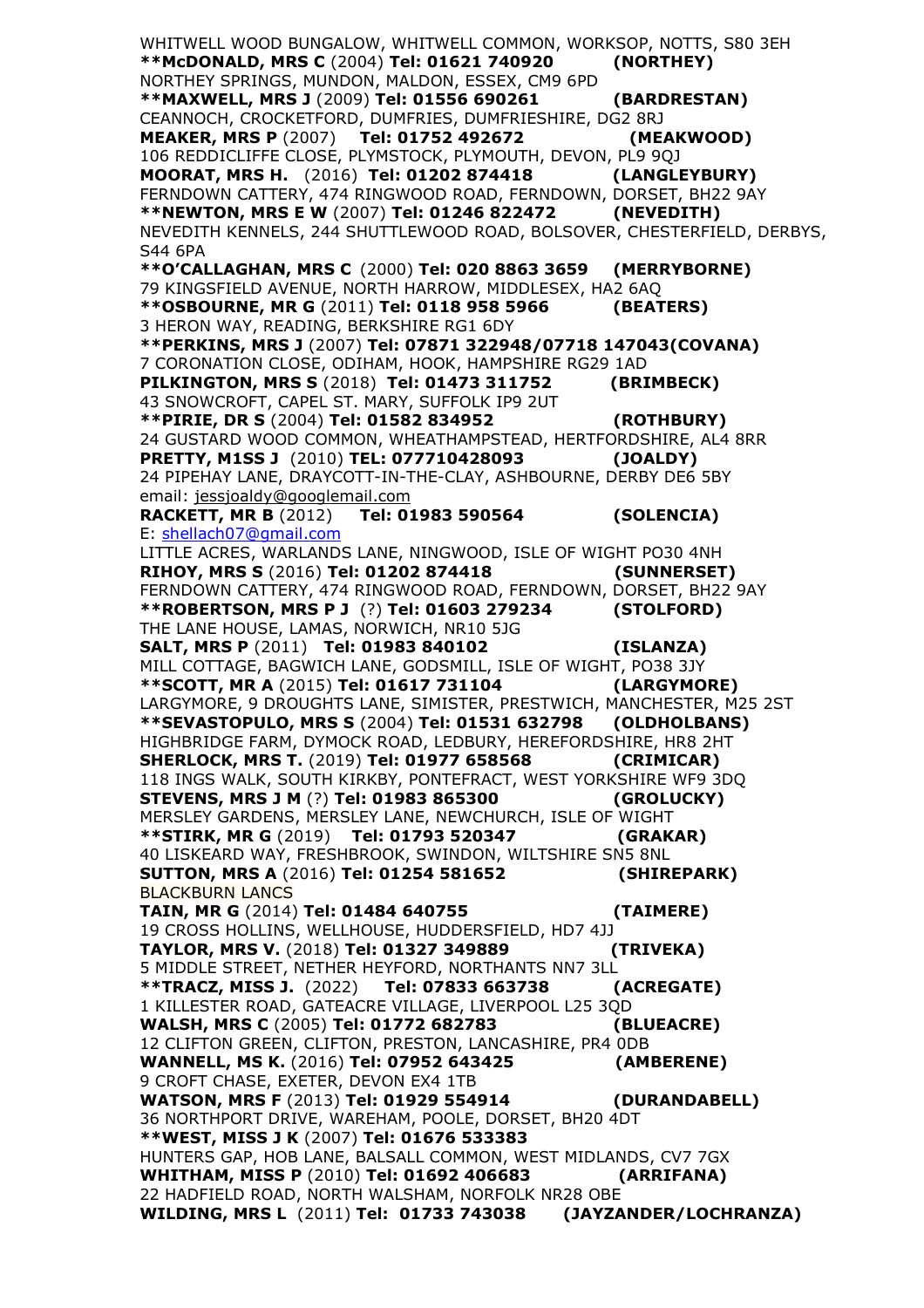WHITWELL WOOD BUNGALOW, WHITWELL COMMON, WORKSOP, NOTTS, S80 3EH
**\*\*McDONALD, MRS C** (2004) **Tel: 01621 740920 (NORTHEY)**
NORTHEY SPRINGS, MUNDON, MALDON, ESSEX, CM9 6PD
**\*\*MAXWELL, MRS J** (2009) **Tel: 01556 690261 (BARDRESTAN)**
CEANNOCH, CROCKETFORD, DUMFRIES, DUMFRIESHIRE, DG2 8RJ
**MEAKER, MRS P** (2007) **Tel: 01752 492672 (MEAKWOOD)**
106 REDDICLIFFE CLOSE, PLYMSTOCK, PLYMOUTH, DEVON, PL9 9QJ
**MOORAT, MRS H.** (2016) **Tel: 01202 874418 (LANGLEYBURY)**
FERNDOWN CATTERY, 474 RINGWOOD ROAD, FERNDOWN, DORSET, BH22 9AY
**\*\*NEWTON, MRS E W** (2007) **Tel: 01246 822472 (NEVEDITH)**
NEVEDITH KENNELS, 244 SHUTTLEWOOD ROAD, BOLSOVER, CHESTERFIELD, DERBYS, S44 6PA
**\*\*O'CALLAGHAN, MRS C** (2000) **Tel: 020 8863 3659 (MERRYBORNE)**
79 KINGSFIELD AVENUE, NORTH HARROW, MIDDLESEX, HA2 6AQ
**\*\*OSBOURNE, MR G** (2011) **Tel: 0118 958 5966 (BEATERS)**
3 HERON WAY, READING, BERKSHIRE RG1 6DY
**\*\*PERKINS, MRS J** (2007) **Tel: 07871 322948/07718 147043(COVANA)**
7 CORONATION CLOSE, ODIHAM, HOOK, HAMPSHIRE RG29 1AD
**PILKINGTON, MRS S** (2018) **Tel: 01473 311752 (BRIMBECK)**
43 SNOWCROFT, CAPEL ST. MARY, SUFFOLK IP9 2UT
**\*\*PIRIE, DR S** (2004) **Tel: 01582 834952 (ROTHBURY)**
24 GUSTARD WOOD COMMON, WHEATHAMPSTEAD, HERTFORDSHIRE, AL4 8RR
**PRETTY, M1SS J** (2010) **TEL: 077710428093 (JOALDY)**
24 PIPEHAY LANE, DRAYCOTT-IN-THE-CLAY, ASHBOURNE, DERBY DE6 5BY
email: jessjoaldy@googlemail.com
**RACKETT, MR B** (2012) **Tel: 01983 590564 (SOLENCIA)**
E: shellach07@gmail.com
LITTLE ACRES, WARLANDS LANE, NINGWOOD, ISLE OF WIGHT PO30 4NH
**RIHOY, MRS S** (2016) **Tel: 01202 874418 (SUNNERSET)**
FERNDOWN CATTERY, 474 RINGWOOD ROAD, FERNDOWN, DORSET, BH22 9AY
**\*\*ROBERTSON, MRS P J** (?) **Tel: 01603 279234 (STOLFORD)**
THE LANE HOUSE, LAMAS, NORWICH, NR10 5JG
**SALT, MRS P** (2011) **Tel: 01983 840102 (ISLANZA)**
MILL COTTAGE, BAGWICH LANE, GODSMILL, ISLE OF WIGHT, PO38 3JY
**\*\*SCOTT, MR A** (2015) **Tel: 01617 731104 (LARGYMORE)**
LARGYMORE, 9 DROUGHTS LANE, SIMISTER, PRESTWICH, MANCHESTER, M25 2ST
**\*\*SEVASTOPULO, MRS S** (2004) **Tel: 01531 632798 (OLDHOLBANS)**
HIGHBRIDGE FARM, DYMOCK ROAD, LEDBURY, HEREFORDSHIRE, HR8 2HT
**SHERLOCK, MRS T.** (2019) **Tel: 01977 658568 (CRIMICAR)**
118 INGS WALK, SOUTH KIRKBY, PONTEFRACT, WEST YORKSHIRE WF9 3DQ
**STEVENS, MRS J M** (?) **Tel: 01983 865300 (GROLUCKY)**
MERSLEY GARDENS, MERSLEY LANE, NEWCHURCH, ISLE OF WIGHT
**\*\*STIRK, MR G** (2019) **Tel: 01793 520347 (GRAKAR)**
40 LISKEARD WAY, FRESHBROOK, SWINDON, WILTSHIRE SN5 8NL
**SUTTON, MRS A** (2016) **Tel: 01254 581652 (SHIREPARK)**
BLACKBURN LANCS
**TAIN, MR G** (2014) **Tel: 01484 640755 (TAIMERE)**
19 CROSS HOLLINS, WELLHOUSE, HUDDERSFIELD, HD7 4JJ
**TAYLOR, MRS V.** (2018) **Tel: 01327 349889 (TRIVEKA)**
5 MIDDLE STREET, NETHER HEYFORD, NORTHANTS NN7 3LL
**\*\*TRACZ, MISS J.** (2022) **Tel: 07833 663738 (ACREGATE)**
1 KILLESTER ROAD, GATEACRE VILLAGE, LIVERPOOL L25 3QD
**WALSH, MRS C** (2005) **Tel: 01772 682783 (BLUEACRE)**
12 CLIFTON GREEN, CLIFTON, PRESTON, LANCASHIRE, PR4 0DB
**WANNELL, MS K.** (2016) **Tel: 07952 643425 (AMBERENE)**
9 CROFT CHASE, EXETER, DEVON EX4 1TB
**WATSON, MRS F** (2013) **Tel: 01929 554914 (DURANDABELL)**
36 NORTHPORT DRIVE, WAREHAM, POOLE, DORSET, BH20 4DT
**\*\*WEST, MISS J K** (2007) **Tel: 01676 533383**
HUNTERS GAP, HOB LANE, BALSALL COMMON, WEST MIDLANDS, CV7 7GX
**WHITHAM, MISS P** (2010) **Tel: 01692 406683 (ARRIFANA)**
22 HADFIELD ROAD, NORTH WALSHAM, NORFOLK NR28 OBE
**WILDING, MRS L** (2011) **Tel: 01733 743038 (JAYZANDER/LOCHRANZA)**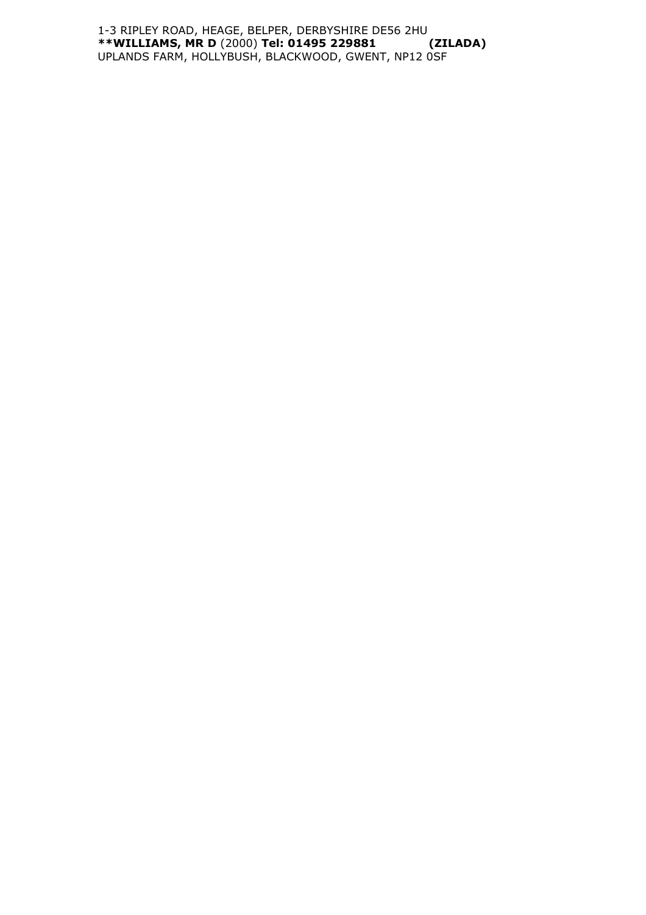1-3 RIPLEY ROAD, HEAGE, BELPER, DERBYSHIRE DE56 2HU

****WILLIAMS, MR D** (2000) **Tel: 01495 229881** **(ZILADA)**

UPLANDS FARM, HOLLYBUSH, BLACKWOOD, GWENT, NP12 0SF